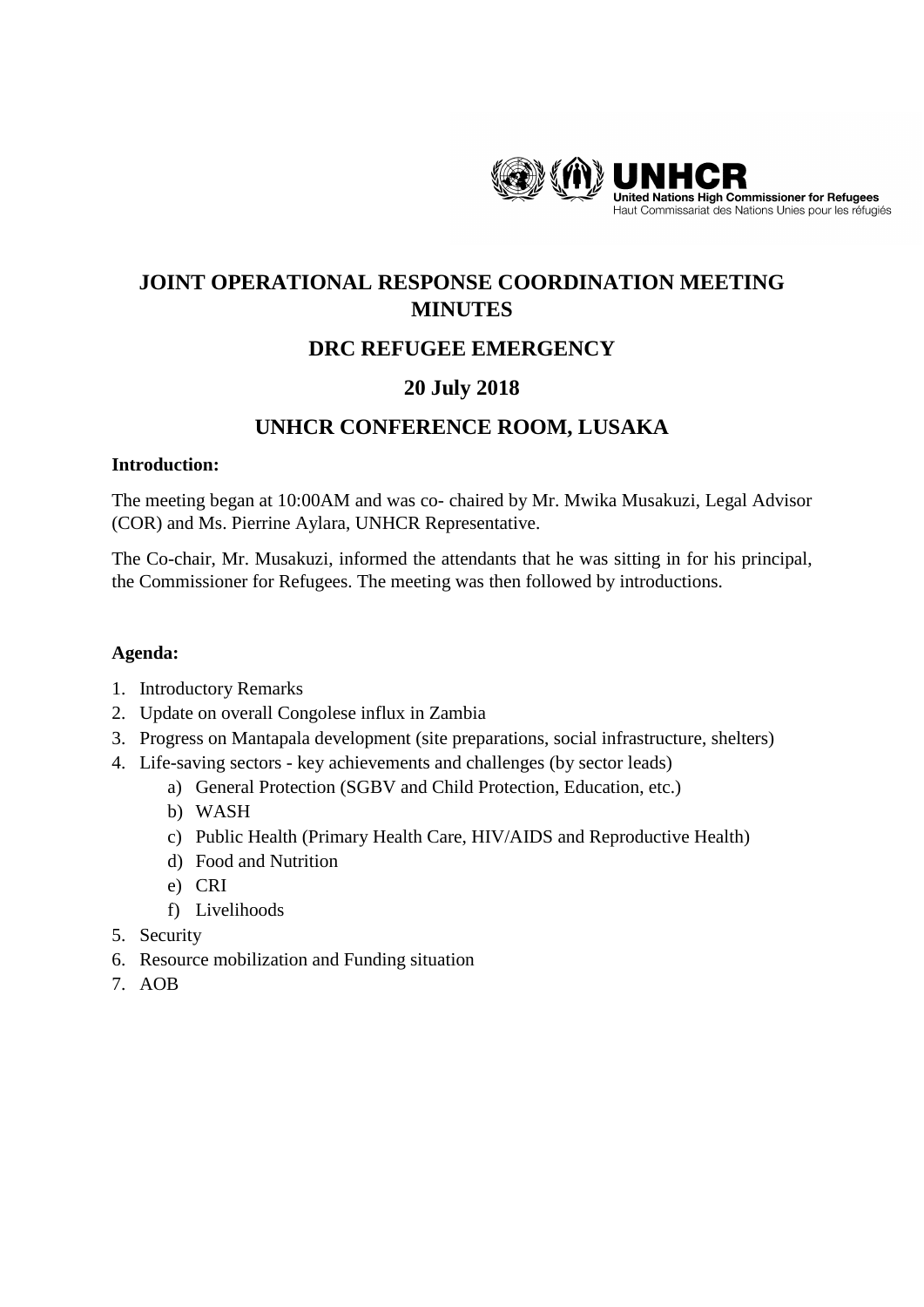UNHCR
United Nations High Commissioner for Refugees
Haut Commissariat des Nations Unies pour les réfugiés

# JOINT OPERATIONAL RESPONSE COORDINATION MEETING MINUTES

## DRC REFUGEE EMERGENCY

## 20 July 2018

## UNHCR CONFERENCE ROOM, LUSAKA

**Introduction:**

The meeting began at 10:00AM and was co- chaired by Mr. Mwika Musakuzi, Legal Advisor (COR) and Ms. Pierrine Aylara, UNHCR Representative.

The Co-chair, Mr. Musakuzi, informed the attendants that he was sitting in for his principal, the Commissioner for Refugees. The meeting was then followed by introductions.

**Agenda:**

1. Introductory Remarks
2. Update on overall Congolese influx in Zambia
3. Progress on Mantapala development (site preparations, social infrastructure, shelters)
4. Life-saving sectors - key achievements and challenges (by sector leads)
   a) General Protection (SGBV and Child Protection, Education, etc.)
   b) WASH
   c) Public Health (Primary Health Care, HIV/AIDS and Reproductive Health)
   d) Food and Nutrition
   e) CRI
   f) Livelihoods
5. Security
6. Resource mobilization and Funding situation
7. AOB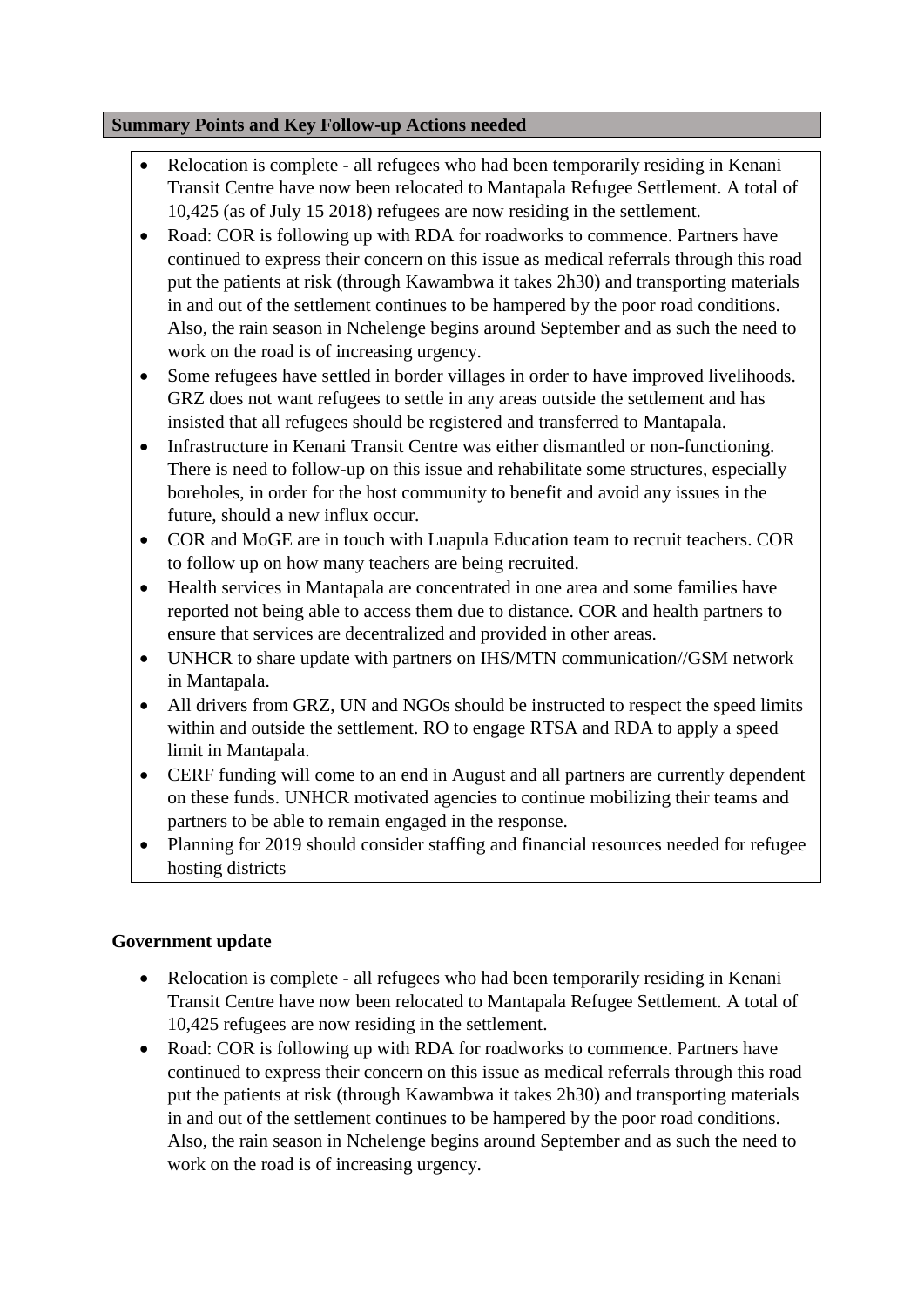## Summary Points and Key Follow-up Actions needed

- Relocation is complete - all refugees who had been temporarily residing in Kenani Transit Centre have now been relocated to Mantapala Refugee Settlement. A total of 10,425 (as of July 15 2018) refugees are now residing in the settlement.
- Road: COR is following up with RDA for roadworks to commence. Partners have continued to express their concern on this issue as medical referrals through this road put the patients at risk (through Kawambwa it takes 2h30) and transporting materials in and out of the settlement continues to be hampered by the poor road conditions. Also, the rain season in Nchelenge begins around September and as such the need to work on the road is of increasing urgency.
- Some refugees have settled in border villages in order to have improved livelihoods. GRZ does not want refugees to settle in any areas outside the settlement and has insisted that all refugees should be registered and transferred to Mantapala.
- Infrastructure in Kenani Transit Centre was either dismantled or non-functioning. There is need to follow-up on this issue and rehabilitate some structures, especially boreholes, in order for the host community to benefit and avoid any issues in the future, should a new influx occur.
- COR and MoGE are in touch with Luapula Education team to recruit teachers. COR to follow up on how many teachers are being recruited.
- Health services in Mantapala are concentrated in one area and some families have reported not being able to access them due to distance. COR and health partners to ensure that services are decentralized and provided in other areas.
- UNHCR to share update with partners on IHS/MTN communication//GSM network in Mantapala.
- All drivers from GRZ, UN and NGOs should be instructed to respect the speed limits within and outside the settlement. RO to engage RTSA and RDA to apply a speed limit in Mantapala.
- CERF funding will come to an end in August and all partners are currently dependent on these funds. UNHCR motivated agencies to continue mobilizing their teams and partners to be able to remain engaged in the response.
- Planning for 2019 should consider staffing and financial resources needed for refugee hosting districts

### Government update

- Relocation is complete - all refugees who had been temporarily residing in Kenani Transit Centre have now been relocated to Mantapala Refugee Settlement. A total of 10,425 refugees are now residing in the settlement.
- Road: COR is following up with RDA for roadworks to commence. Partners have continued to express their concern on this issue as medical referrals through this road put the patients at risk (through Kawambwa it takes 2h30) and transporting materials in and out of the settlement continues to be hampered by the poor road conditions. Also, the rain season in Nchelenge begins around September and as such the need to work on the road is of increasing urgency.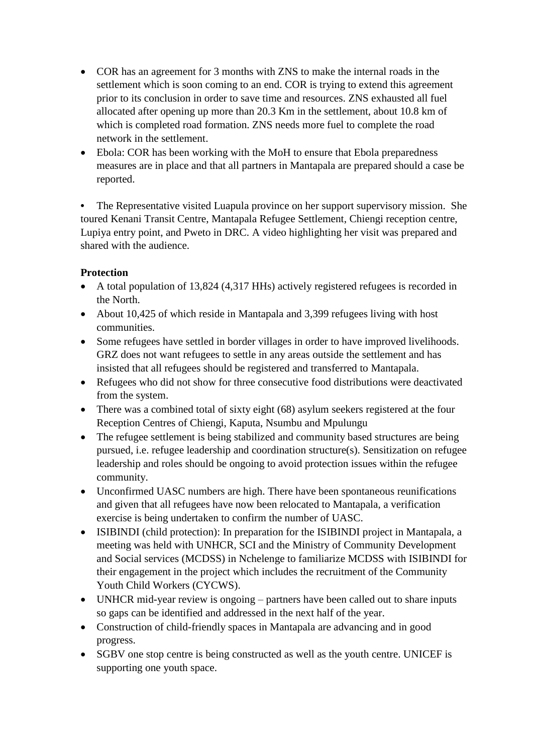- COR has an agreement for 3 months with ZNS to make the internal roads in the settlement which is soon coming to an end. COR is trying to extend this agreement prior to its conclusion in order to save time and resources. ZNS exhausted all fuel allocated after opening up more than 20.3 Km in the settlement, about 10.8 km of which is completed road formation. ZNS needs more fuel to complete the road network in the settlement.
- Ebola: COR has been working with the MoH to ensure that Ebola preparedness measures are in place and that all partners in Mantapala are prepared should a case be reported.

- The Representative visited Luapula province on her support supervisory mission. She toured Kenani Transit Centre, Mantapala Refugee Settlement, Chiengi reception centre, Lupiya entry point, and Pweto in DRC. A video highlighting her visit was prepared and shared with the audience.

**Protection**

- A total population of 13,824 (4,317 HHs) actively registered refugees is recorded in the North.
- About 10,425 of which reside in Mantapala and 3,399 refugees living with host communities.
- Some refugees have settled in border villages in order to have improved livelihoods. GRZ does not want refugees to settle in any areas outside the settlement and has insisted that all refugees should be registered and transferred to Mantapala.
- Refugees who did not show for three consecutive food distributions were deactivated from the system.
- There was a combined total of sixty eight (68) asylum seekers registered at the four Reception Centres of Chiengi, Kaputa, Nsumbu and Mpulungu
- The refugee settlement is being stabilized and community based structures are being pursued, i.e. refugee leadership and coordination structure(s). Sensitization on refugee leadership and roles should be ongoing to avoid protection issues within the refugee community.
- Unconfirmed UASC numbers are high. There have been spontaneous reunifications and given that all refugees have now been relocated to Mantapala, a verification exercise is being undertaken to confirm the number of UASC.
- ISIBINDI (child protection): In preparation for the ISIBINDI project in Mantapala, a meeting was held with UNHCR, SCI and the Ministry of Community Development and Social services (MCDSS) in Nchelenge to familiarize MCDSS with ISIBINDI for their engagement in the project which includes the recruitment of the Community Youth Child Workers (CYCWS).
- UNHCR mid-year review is ongoing – partners have been called out to share inputs so gaps can be identified and addressed in the next half of the year.
- Construction of child-friendly spaces in Mantapala are advancing and in good progress.
- SGBV one stop centre is being constructed as well as the youth centre. UNICEF is supporting one youth space.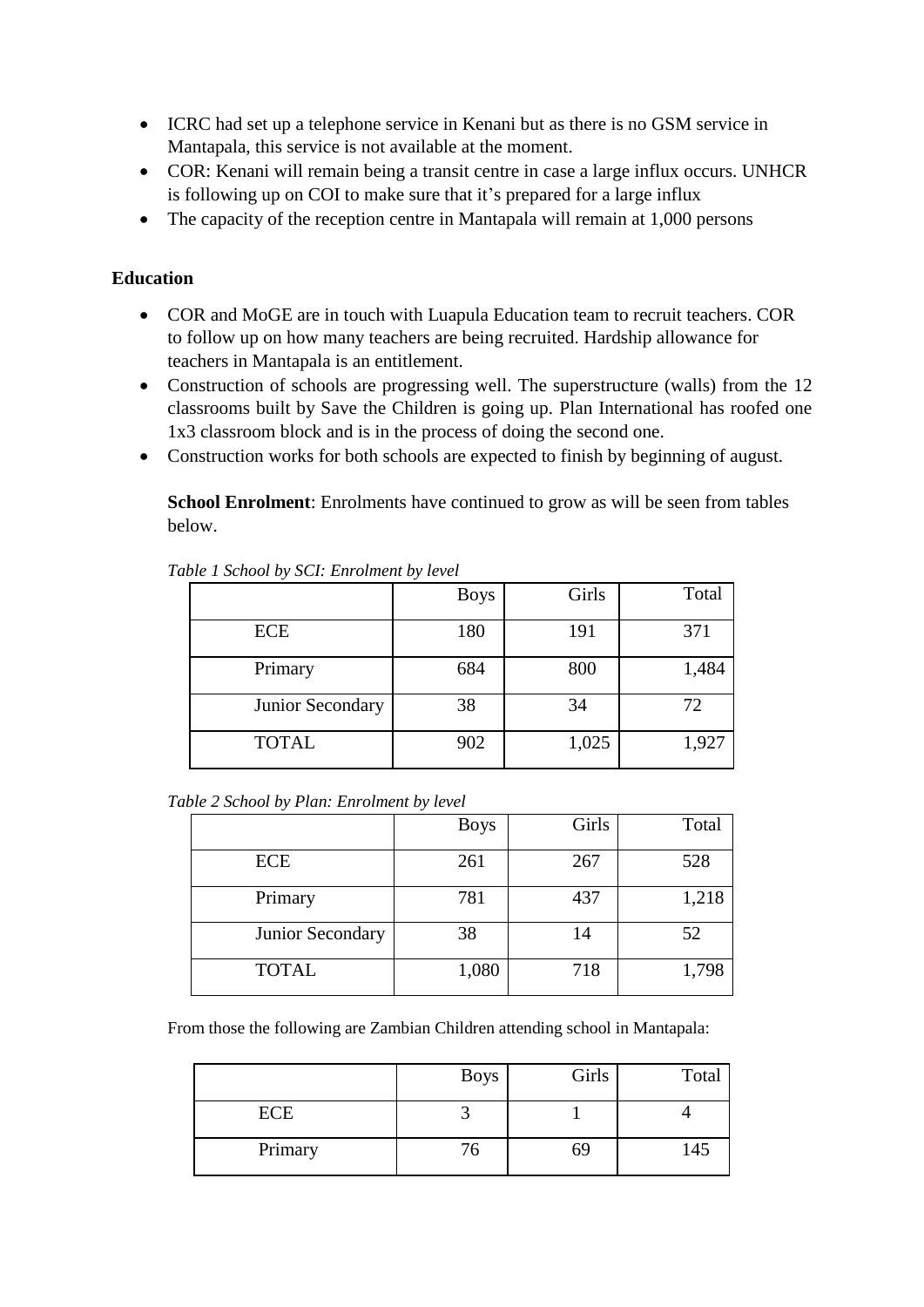- ICRC had set up a telephone service in Kenani but as there is no GSM service in Mantapala, this service is not available at the moment.
- COR: Kenani will remain being a transit centre in case a large influx occurs. UNHCR is following up on COI to make sure that it's prepared for a large influx
- The capacity of the reception centre in Mantapala will remain at 1,000 persons

**Education**

- COR and MoGE are in touch with Luapula Education team to recruit teachers. COR to follow up on how many teachers are being recruited. Hardship allowance for teachers in Mantapala is an entitlement.
- Construction of schools are progressing well. The superstructure (walls) from the 12 classrooms built by Save the Children is going up. Plan International has roofed one 1x3 classroom block and is in the process of doing the second one.
- Construction works for both schools are expected to finish by beginning of august.

**School Enrolment**: Enrolments have continued to grow as will be seen from tables below.

*Table 1 School by SCI: Enrolment by level*

| | Boys | Girls | Total |
|---|---|---|---|
| ECE | 180 | 191 | 371 |
| Primary | 684 | 800 | 1,484 |
| Junior Secondary | 38 | 34 | 72 |
| TOTAL | 902 | 1,025 | 1,927 |

*Table 2 School by Plan: Enrolment by level*

| | Boys | Girls | Total |
|---|---|---|---|
| ECE | 261 | 267 | 528 |
| Primary | 781 | 437 | 1,218 |
| Junior Secondary | 38 | 14 | 52 |
| TOTAL | 1,080 | 718 | 1,798 |

From those the following are Zambian Children attending school in Mantapala:

| | Boys | Girls | Total |
|---|---|---|---|
| ECE | 3 | 1 | 4 |
| Primary | 76 | 69 | 145 |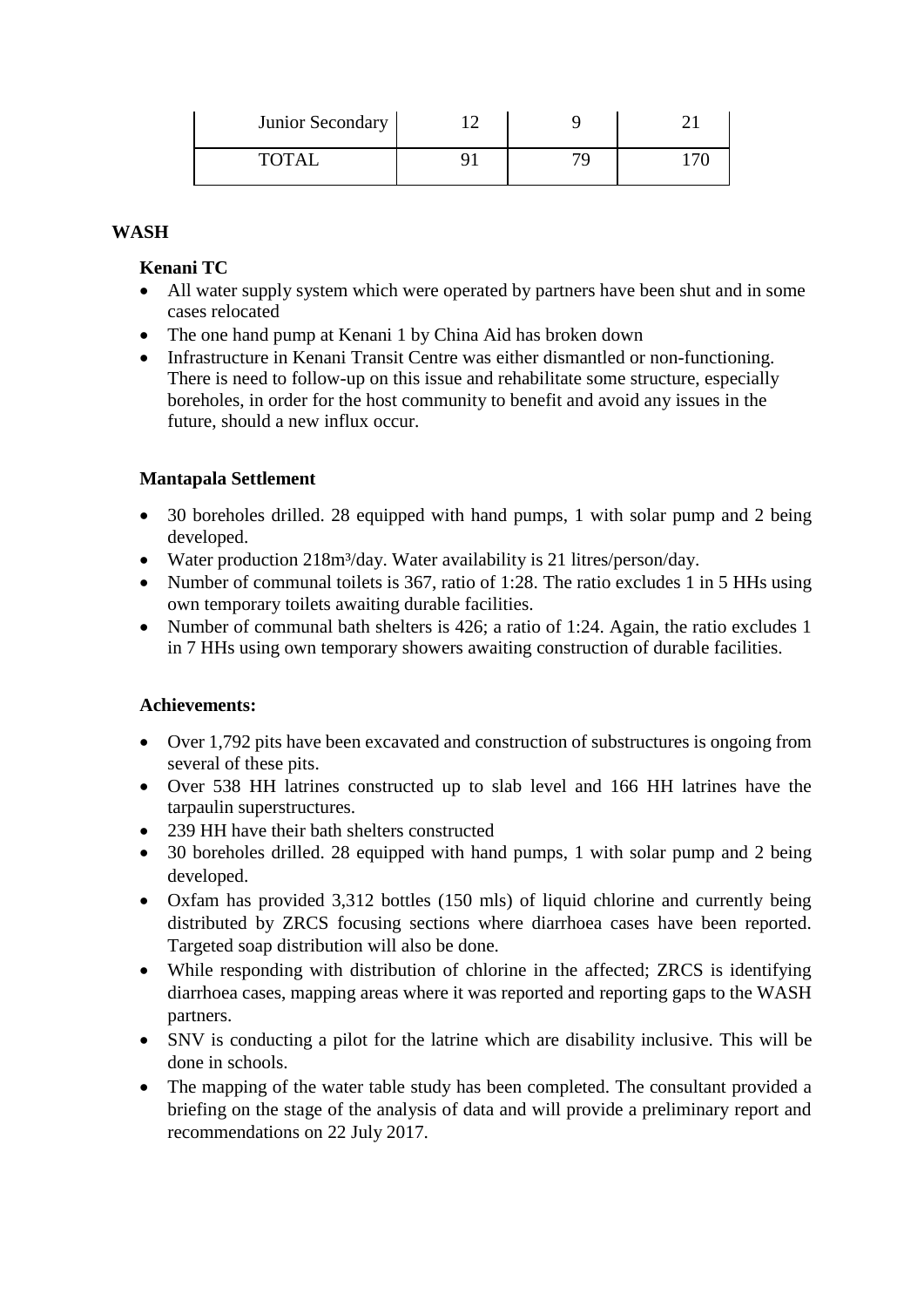| Junior Secondary | 12 | 9 | 21 |
|---|---|---|---|
| TOTAL | 91 | 79 | 170 |

## WASH

### Kenani TC

- All water supply system which were operated by partners have been shut and in some cases relocated
- The one hand pump at Kenani 1 by China Aid has broken down
- Infrastructure in Kenani Transit Centre was either dismantled or non-functioning. There is need to follow-up on this issue and rehabilitate some structure, especially boreholes, in order for the host community to benefit and avoid any issues in the future, should a new influx occur.

### Mantapala Settlement

- 30 boreholes drilled. 28 equipped with hand pumps, 1 with solar pump and 2 being developed.
- Water production 218m³/day. Water availability is 21 litres/person/day.
- Number of communal toilets is 367, ratio of 1:28. The ratio excludes 1 in 5 HHs using own temporary toilets awaiting durable facilities.
- Number of communal bath shelters is 426; a ratio of 1:24. Again, the ratio excludes 1 in 7 HHs using own temporary showers awaiting construction of durable facilities.

### Achievements:

- Over 1,792 pits have been excavated and construction of substructures is ongoing from several of these pits.
- Over 538 HH latrines constructed up to slab level and 166 HH latrines have the tarpaulin superstructures.
- 239 HH have their bath shelters constructed
- 30 boreholes drilled. 28 equipped with hand pumps, 1 with solar pump and 2 being developed.
- Oxfam has provided 3,312 bottles (150 mls) of liquid chlorine and currently being distributed by ZRCS focusing sections where diarrhoea cases have been reported. Targeted soap distribution will also be done.
- While responding with distribution of chlorine in the affected; ZRCS is identifying diarrhoea cases, mapping areas where it was reported and reporting gaps to the WASH partners.
- SNV is conducting a pilot for the latrine which are disability inclusive. This will be done in schools.
- The mapping of the water table study has been completed. The consultant provided a briefing on the stage of the analysis of data and will provide a preliminary report and recommendations on 22 July 2017.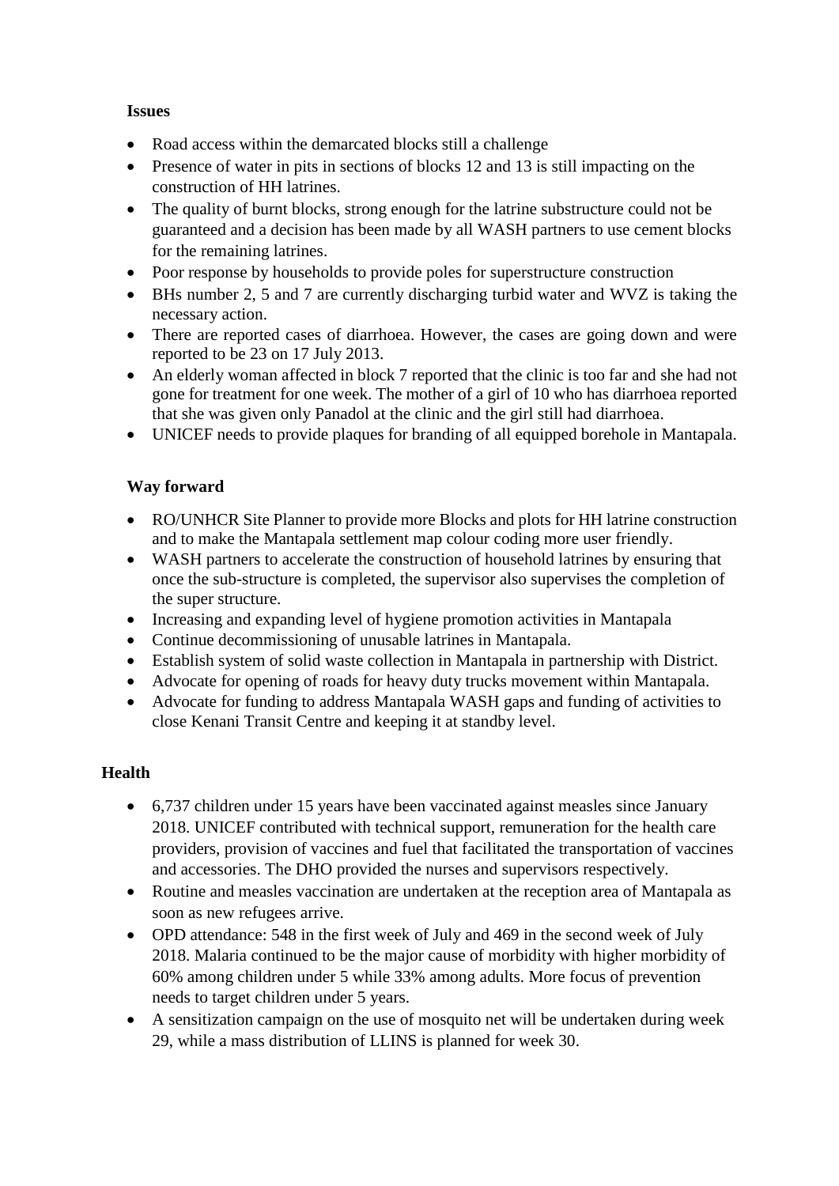**Issues**

- Road access within the demarcated blocks still a challenge
- Presence of water in pits in sections of blocks 12 and 13 is still impacting on the construction of HH latrines.
- The quality of burnt blocks, strong enough for the latrine substructure could not be guaranteed and a decision has been made by all WASH partners to use cement blocks for the remaining latrines.
- Poor response by households to provide poles for superstructure construction
- BHs number 2, 5 and 7 are currently discharging turbid water and WVZ is taking the necessary action.
- There are reported cases of diarrhoea. However, the cases are going down and were reported to be 23 on 17 July 2013.
- An elderly woman affected in block 7 reported that the clinic is too far and she had not gone for treatment for one week. The mother of a girl of 10 who has diarrhoea reported that she was given only Panadol at the clinic and the girl still had diarrhoea.
- UNICEF needs to provide plaques for branding of all equipped borehole in Mantapala.

**Way forward**

- RO/UNHCR Site Planner to provide more Blocks and plots for HH latrine construction and to make the Mantapala settlement map colour coding more user friendly.
- WASH partners to accelerate the construction of household latrines by ensuring that once the sub-structure is completed, the supervisor also supervises the completion of the super structure.
- Increasing and expanding level of hygiene promotion activities in Mantapala
- Continue decommissioning of unusable latrines in Mantapala.
- Establish system of solid waste collection in Mantapala in partnership with District.
- Advocate for opening of roads for heavy duty trucks movement within Mantapala.
- Advocate for funding to address Mantapala WASH gaps and funding of activities to close Kenani Transit Centre and keeping it at standby level.

**Health**

- 6,737 children under 15 years have been vaccinated against measles since January 2018. UNICEF contributed with technical support, remuneration for the health care providers, provision of vaccines and fuel that facilitated the transportation of vaccines and accessories. The DHO provided the nurses and supervisors respectively.
- Routine and measles vaccination are undertaken at the reception area of Mantapala as soon as new refugees arrive.
- OPD attendance: 548 in the first week of July and 469 in the second week of July 2018. Malaria continued to be the major cause of morbidity with higher morbidity of 60% among children under 5 while 33% among adults. More focus of prevention needs to target children under 5 years.
- A sensitization campaign on the use of mosquito net will be undertaken during week 29, while a mass distribution of LLINS is planned for week 30.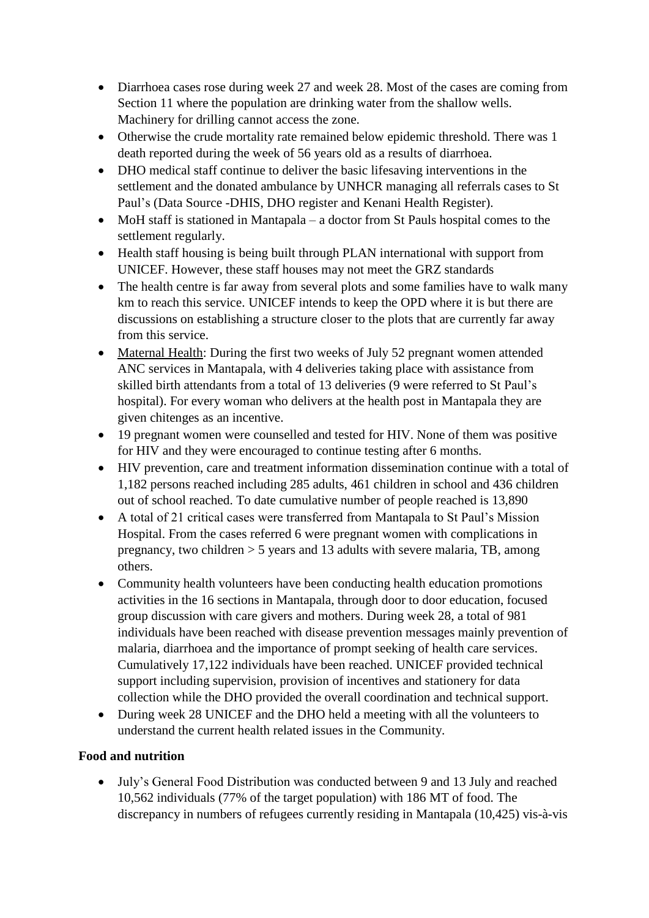- Diarrhoea cases rose during week 27 and week 28. Most of the cases are coming from Section 11 where the population are drinking water from the shallow wells. Machinery for drilling cannot access the zone.
- Otherwise the crude mortality rate remained below epidemic threshold. There was 1 death reported during the week of 56 years old as a results of diarrhoea.
- DHO medical staff continue to deliver the basic lifesaving interventions in the settlement and the donated ambulance by UNHCR managing all referrals cases to St Paul's (Data Source -DHIS, DHO register and Kenani Health Register).
- MoH staff is stationed in Mantapala – a doctor from St Pauls hospital comes to the settlement regularly.
- Health staff housing is being built through PLAN international with support from UNICEF. However, these staff houses may not meet the GRZ standards
- The health centre is far away from several plots and some families have to walk many km to reach this service. UNICEF intends to keep the OPD where it is but there are discussions on establishing a structure closer to the plots that are currently far away from this service.
- Maternal Health: During the first two weeks of July 52 pregnant women attended ANC services in Mantapala, with 4 deliveries taking place with assistance from skilled birth attendants from a total of 13 deliveries (9 were referred to St Paul's hospital). For every woman who delivers at the health post in Mantapala they are given chitenges as an incentive.
- 19 pregnant women were counselled and tested for HIV. None of them was positive for HIV and they were encouraged to continue testing after 6 months.
- HIV prevention, care and treatment information dissemination continue with a total of 1,182 persons reached including 285 adults, 461 children in school and 436 children out of school reached. To date cumulative number of people reached is 13,890
- A total of 21 critical cases were transferred from Mantapala to St Paul's Mission Hospital. From the cases referred 6 were pregnant women with complications in pregnancy, two children > 5 years and 13 adults with severe malaria, TB, among others.
- Community health volunteers have been conducting health education promotions activities in the 16 sections in Mantapala, through door to door education, focused group discussion with care givers and mothers. During week 28, a total of 981 individuals have been reached with disease prevention messages mainly prevention of malaria, diarrhoea and the importance of prompt seeking of health care services. Cumulatively 17,122 individuals have been reached. UNICEF provided technical support including supervision, provision of incentives and stationery for data collection while the DHO provided the overall coordination and technical support.
- During week 28 UNICEF and the DHO held a meeting with all the volunteers to understand the current health related issues in the Community.

**Food and nutrition**

- July's General Food Distribution was conducted between 9 and 13 July and reached 10,562 individuals (77% of the target population) with 186 MT of food. The discrepancy in numbers of refugees currently residing in Mantapala (10,425) vis-à-vis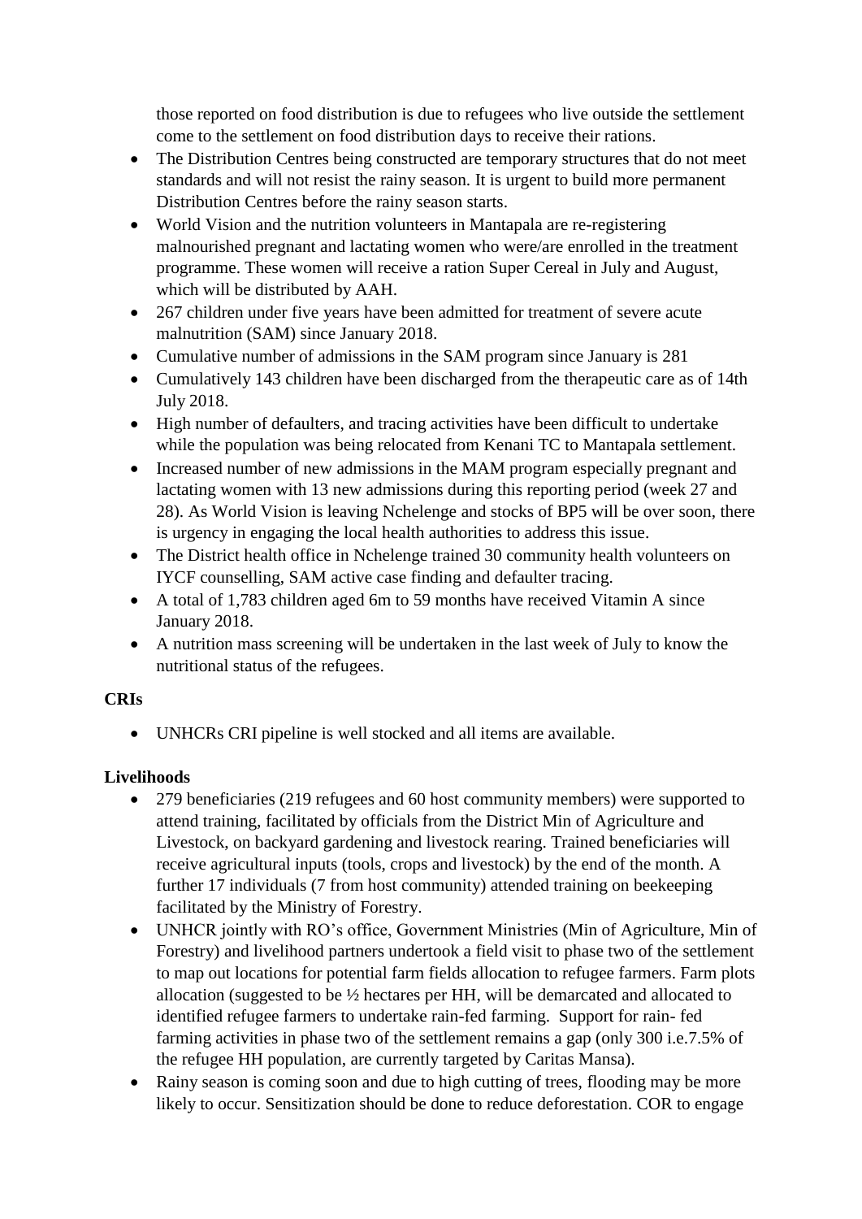those reported on food distribution is due to refugees who live outside the settlement come to the settlement on food distribution days to receive their rations.

- The Distribution Centres being constructed are temporary structures that do not meet standards and will not resist the rainy season. It is urgent to build more permanent Distribution Centres before the rainy season starts.
- World Vision and the nutrition volunteers in Mantapala are re-registering malnourished pregnant and lactating women who were/are enrolled in the treatment programme. These women will receive a ration Super Cereal in July and August, which will be distributed by AAH.
- 267 children under five years have been admitted for treatment of severe acute malnutrition (SAM) since January 2018.
- Cumulative number of admissions in the SAM program since January is 281
- Cumulatively 143 children have been discharged from the therapeutic care as of 14th July 2018.
- High number of defaulters, and tracing activities have been difficult to undertake while the population was being relocated from Kenani TC to Mantapala settlement.
- Increased number of new admissions in the MAM program especially pregnant and lactating women with 13 new admissions during this reporting period (week 27 and 28). As World Vision is leaving Nchelenge and stocks of BP5 will be over soon, there is urgency in engaging the local health authorities to address this issue.
- The District health office in Nchelenge trained 30 community health volunteers on IYCF counselling, SAM active case finding and defaulter tracing.
- A total of 1,783 children aged 6m to 59 months have received Vitamin A since January 2018.
- A nutrition mass screening will be undertaken in the last week of July to know the nutritional status of the refugees.

**CRIs**

- UNHCRs CRI pipeline is well stocked and all items are available.

**Livelihoods**

- 279 beneficiaries (219 refugees and 60 host community members) were supported to attend training, facilitated by officials from the District Min of Agriculture and Livestock, on backyard gardening and livestock rearing. Trained beneficiaries will receive agricultural inputs (tools, crops and livestock) by the end of the month. A further 17 individuals (7 from host community) attended training on beekeeping facilitated by the Ministry of Forestry.
- UNHCR jointly with RO's office, Government Ministries (Min of Agriculture, Min of Forestry) and livelihood partners undertook a field visit to phase two of the settlement to map out locations for potential farm fields allocation to refugee farmers. Farm plots allocation (suggested to be ½ hectares per HH, will be demarcated and allocated to identified refugee farmers to undertake rain-fed farming. Support for rain- fed farming activities in phase two of the settlement remains a gap (only 300 i.e.7.5% of the refugee HH population, are currently targeted by Caritas Mansa).
- Rainy season is coming soon and due to high cutting of trees, flooding may be more likely to occur. Sensitization should be done to reduce deforestation. COR to engage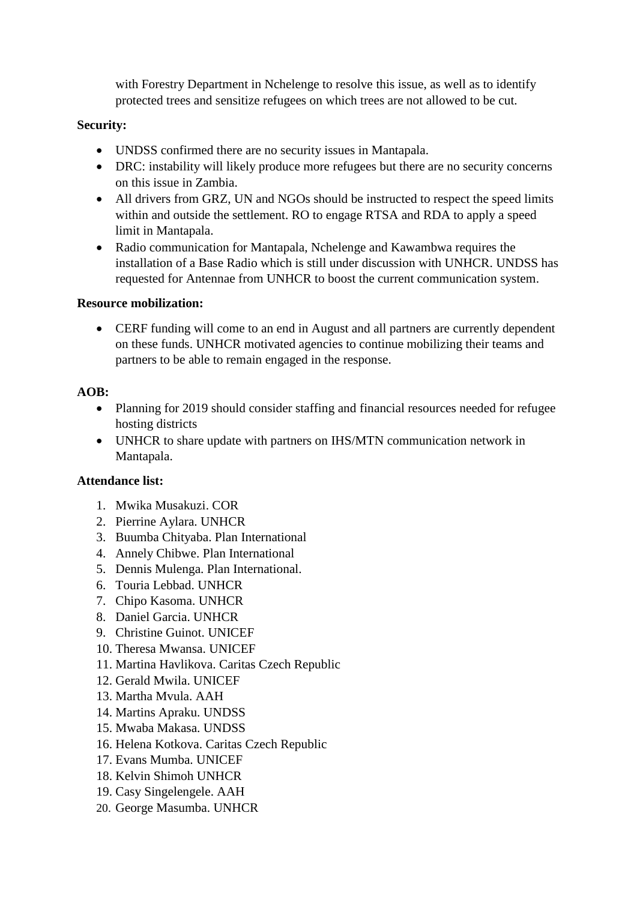with Forestry Department in Nchelenge to resolve this issue, as well as to identify protected trees and sensitize refugees on which trees are not allowed to be cut.

**Security:**

- UNDSS confirmed there are no security issues in Mantapala.
- DRC: instability will likely produce more refugees but there are no security concerns on this issue in Zambia.
- All drivers from GRZ, UN and NGOs should be instructed to respect the speed limits within and outside the settlement. RO to engage RTSA and RDA to apply a speed limit in Mantapala.
- Radio communication for Mantapala, Nchelenge and Kawambwa requires the installation of a Base Radio which is still under discussion with UNHCR. UNDSS has requested for Antennae from UNHCR to boost the current communication system.

**Resource mobilization:**

- CERF funding will come to an end in August and all partners are currently dependent on these funds. UNHCR motivated agencies to continue mobilizing their teams and partners to be able to remain engaged in the response.

**AOB:**

- Planning for 2019 should consider staffing and financial resources needed for refugee hosting districts
- UNHCR to share update with partners on IHS/MTN communication network in Mantapala.

**Attendance list:**

1. Mwika Musakuzi. COR
2. Pierrine Aylara. UNHCR
3. Buumba Chityaba. Plan International
4. Annely Chibwe. Plan International
5. Dennis Mulenga. Plan International.
6. Touria Lebbad. UNHCR
7. Chipo Kasoma. UNHCR
8. Daniel Garcia. UNHCR
9. Christine Guinot. UNICEF
10. Theresa Mwansa. UNICEF
11. Martina Havlikova. Caritas Czech Republic
12. Gerald Mwila. UNICEF
13. Martha Mvula. AAH
14. Martins Apraku. UNDSS
15. Mwaba Makasa. UNDSS
16. Helena Kotkova. Caritas Czech Republic
17. Evans Mumba. UNICEF
18. Kelvin Shimoh UNHCR
19. Casy Singelengele. AAH
20. George Masumba. UNHCR